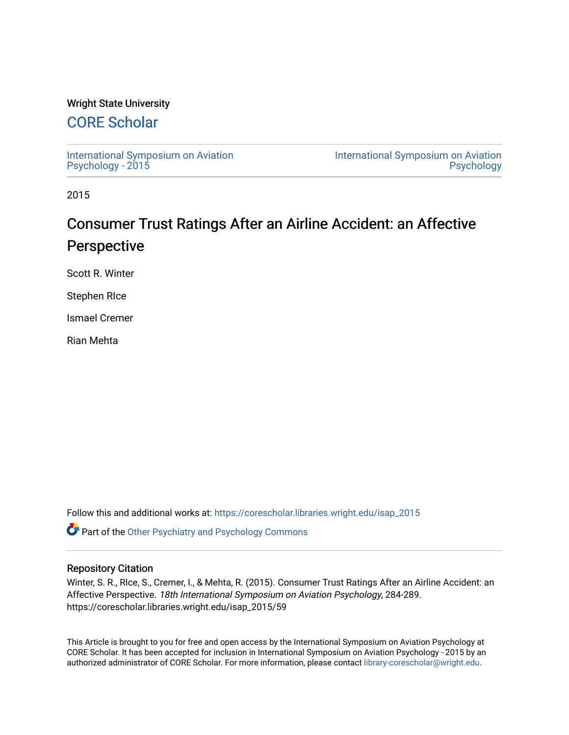Wright State University

# CORE Scholar

International Symposium on Aviation Psychology - 2015

International Symposium on Aviation Psychology

2015

# Consumer Trust Ratings After an Airline Accident: an Affective Perspective

Scott R. Winter

Stephen RIce

Ismael Cremer

Rian Mehta

Follow this and additional works at: https://corescholar.libraries.wright.edu/isap_2015

Part of the Other Psychiatry and Psychology Commons

## Repository Citation

Winter, S. R., RIce, S., Cremer, I., & Mehta, R. (2015). Consumer Trust Ratings After an Airline Accident: an Affective Perspective. *18th International Symposium on Aviation Psychology*, 284-289. https://corescholar.libraries.wright.edu/isap_2015/59

This Article is brought to you for free and open access by the International Symposium on Aviation Psychology at CORE Scholar. It has been accepted for inclusion in International Symposium on Aviation Psychology - 2015 by an authorized administrator of CORE Scholar. For more information, please contact library-corescholar@wright.edu.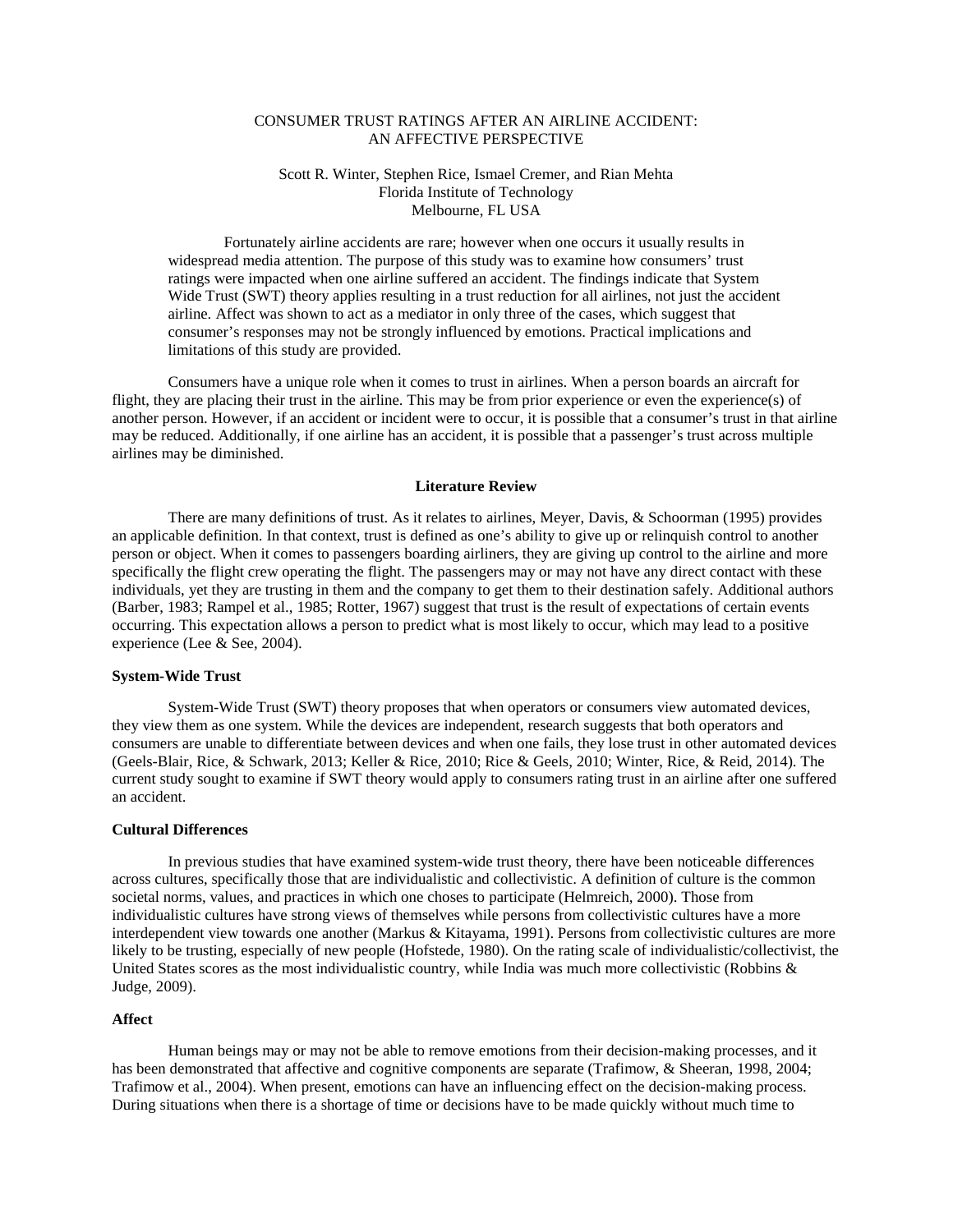# CONSUMER TRUST RATINGS AFTER AN AIRLINE ACCIDENT: AN AFFECTIVE PERSPECTIVE

Scott R. Winter, Stephen Rice, Ismael Cremer, and Rian Mehta
Florida Institute of Technology
Melbourne, FL USA

Fortunately airline accidents are rare; however when one occurs it usually results in widespread media attention. The purpose of this study was to examine how consumers' trust ratings were impacted when one airline suffered an accident. The findings indicate that System Wide Trust (SWT) theory applies resulting in a trust reduction for all airlines, not just the accident airline. Affect was shown to act as a mediator in only three of the cases, which suggest that consumer's responses may not be strongly influenced by emotions. Practical implications and limitations of this study are provided.

Consumers have a unique role when it comes to trust in airlines. When a person boards an aircraft for flight, they are placing their trust in the airline. This may be from prior experience or even the experience(s) of another person. However, if an accident or incident were to occur, it is possible that a consumer's trust in that airline may be reduced. Additionally, if one airline has an accident, it is possible that a passenger's trust across multiple airlines may be diminished.

## Literature Review

There are many definitions of trust. As it relates to airlines, Meyer, Davis, & Schoorman (1995) provides an applicable definition. In that context, trust is defined as one's ability to give up or relinquish control to another person or object. When it comes to passengers boarding airliners, they are giving up control to the airline and more specifically the flight crew operating the flight. The passengers may or may not have any direct contact with these individuals, yet they are trusting in them and the company to get them to their destination safely. Additional authors (Barber, 1983; Rampel et al., 1985; Rotter, 1967) suggest that trust is the result of expectations of certain events occurring. This expectation allows a person to predict what is most likely to occur, which may lead to a positive experience (Lee & See, 2004).

### System-Wide Trust

System-Wide Trust (SWT) theory proposes that when operators or consumers view automated devices, they view them as one system. While the devices are independent, research suggests that both operators and consumers are unable to differentiate between devices and when one fails, they lose trust in other automated devices (Geels-Blair, Rice, & Schwark, 2013; Keller & Rice, 2010; Rice & Geels, 2010; Winter, Rice, & Reid, 2014). The current study sought to examine if SWT theory would apply to consumers rating trust in an airline after one suffered an accident.

### Cultural Differences

In previous studies that have examined system-wide trust theory, there have been noticeable differences across cultures, specifically those that are individualistic and collectivistic. A definition of culture is the common societal norms, values, and practices in which one choses to participate (Helmreich, 2000). Those from individualistic cultures have strong views of themselves while persons from collectivistic cultures have a more interdependent view towards one another (Markus & Kitayama, 1991). Persons from collectivistic cultures are more likely to be trusting, especially of new people (Hofstede, 1980). On the rating scale of individualistic/collectivist, the United States scores as the most individualistic country, while India was much more collectivistic (Robbins & Judge, 2009).

### Affect

Human beings may or may not be able to remove emotions from their decision-making processes, and it has been demonstrated that affective and cognitive components are separate (Trafimow, & Sheeran, 1998, 2004; Trafimow et al., 2004). When present, emotions can have an influencing effect on the decision-making process. During situations when there is a shortage of time or decisions have to be made quickly without much time to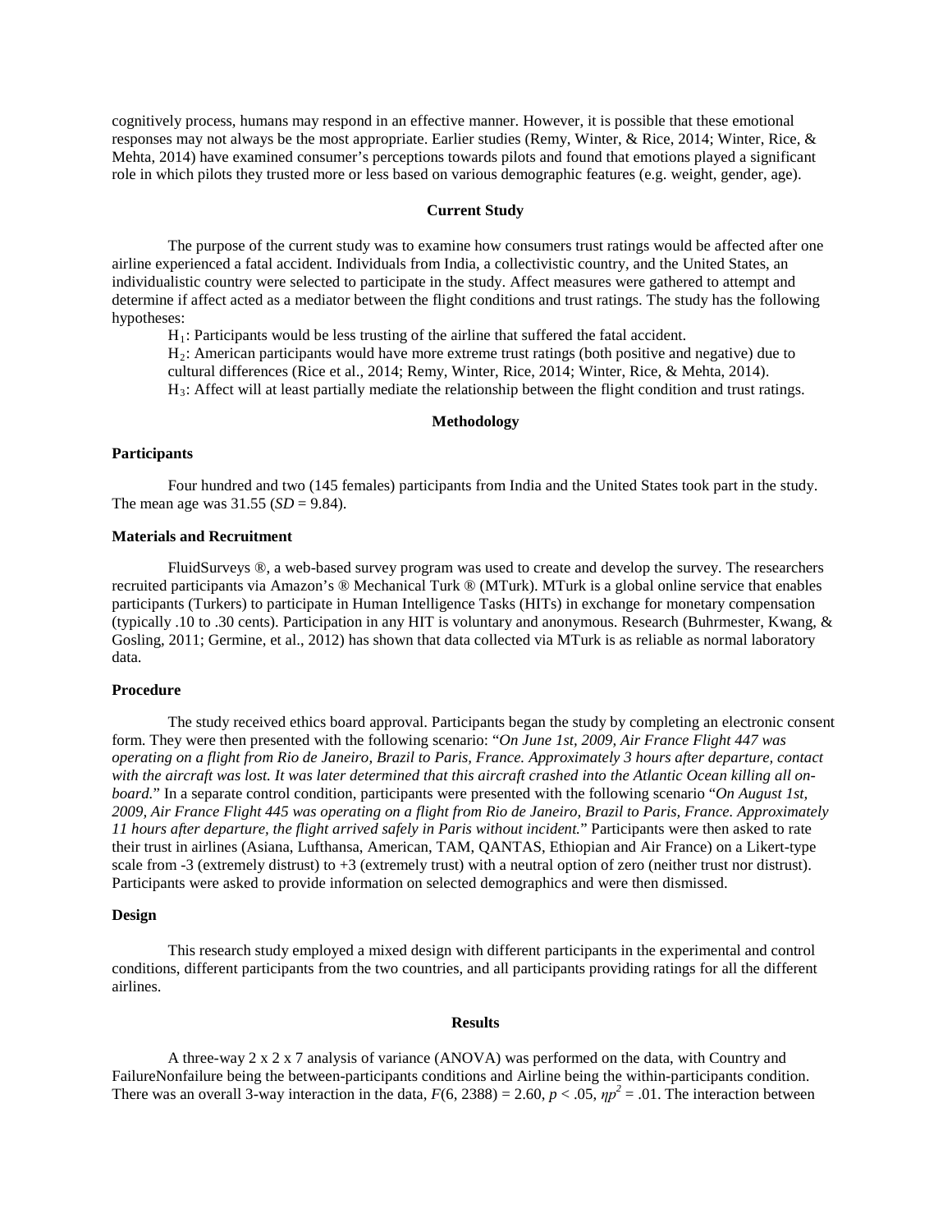cognitively process, humans may respond in an effective manner. However, it is possible that these emotional responses may not always be the most appropriate. Earlier studies (Remy, Winter, & Rice, 2014; Winter, Rice, & Mehta, 2014) have examined consumer's perceptions towards pilots and found that emotions played a significant role in which pilots they trusted more or less based on various demographic features (e.g. weight, gender, age).

## Current Study

The purpose of the current study was to examine how consumers trust ratings would be affected after one airline experienced a fatal accident. Individuals from India, a collectivistic country, and the United States, an individualistic country were selected to participate in the study. Affect measures were gathered to attempt and determine if affect acted as a mediator between the flight conditions and trust ratings. The study has the following hypotheses:

$H_1$: Participants would be less trusting of the airline that suffered the fatal accident.

$H_2$: American participants would have more extreme trust ratings (both positive and negative) due to cultural differences (Rice et al., 2014; Remy, Winter, Rice, 2014; Winter, Rice, & Mehta, 2014).

$H_3$: Affect will at least partially mediate the relationship between the flight condition and trust ratings.

## Methodology

### Participants

Four hundred and two (145 females) participants from India and the United States took part in the study. The mean age was 31.55 (*SD* = 9.84).

### Materials and Recruitment

FluidSurveys ®, a web-based survey program was used to create and develop the survey. The researchers recruited participants via Amazon's ® Mechanical Turk ® (MTurk). MTurk is a global online service that enables participants (Turkers) to participate in Human Intelligence Tasks (HITs) in exchange for monetary compensation (typically .10 to .30 cents). Participation in any HIT is voluntary and anonymous. Research (Buhrmester, Kwang, & Gosling, 2011; Germine, et al., 2012) has shown that data collected via MTurk is as reliable as normal laboratory data.

### Procedure

The study received ethics board approval. Participants began the study by completing an electronic consent form. They were then presented with the following scenario: "*On June 1st, 2009, Air France Flight 447 was operating on a flight from Rio de Janeiro, Brazil to Paris, France. Approximately 3 hours after departure, contact with the aircraft was lost. It was later determined that this aircraft crashed into the Atlantic Ocean killing all on-board.*" In a separate control condition, participants were presented with the following scenario "*On August 1st, 2009, Air France Flight 445 was operating on a flight from Rio de Janeiro, Brazil to Paris, France. Approximately 11 hours after departure, the flight arrived safely in Paris without incident.*" Participants were then asked to rate their trust in airlines (Asiana, Lufthansa, American, TAM, QANTAS, Ethiopian and Air France) on a Likert-type scale from -3 (extremely distrust) to +3 (extremely trust) with a neutral option of zero (neither trust nor distrust). Participants were asked to provide information on selected demographics and were then dismissed.

### Design

This research study employed a mixed design with different participants in the experimental and control conditions, different participants from the two countries, and all participants providing ratings for all the different airlines.

## Results

A three-way 2 x 2 x 7 analysis of variance (ANOVA) was performed on the data, with Country and FailureNonfailure being the between-participants conditions and Airline being the within-participants condition. There was an overall 3-way interaction in the data, $F(6, 2388) = 2.60$, $p < .05$, $\eta p^2 = .01$. The interaction between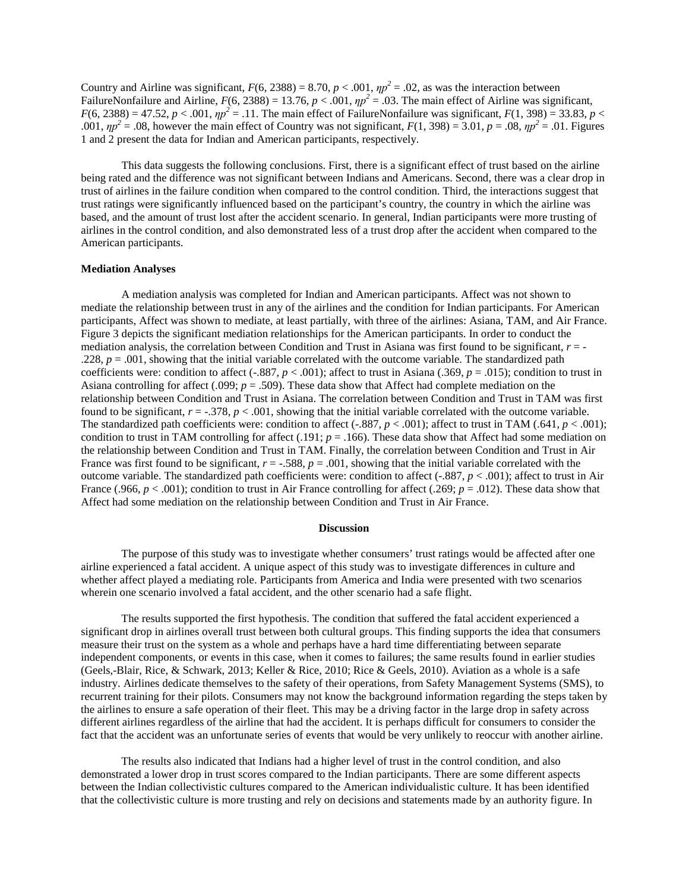Country and Airline was significant, $F(6, 2388) = 8.70$, $p < .001$, $\eta p^2 = .02$, as was the interaction between FailureNonfailure and Airline, $F(6, 2388) = 13.76$, $p < .001$, $\eta p^2 = .03$. The main effect of Airline was significant, $F(6, 2388) = 47.52$, $p < .001$, $\eta p^2 = .11$. The main effect of FailureNonfailure was significant, $F(1, 398) = 33.83$, $p < .001$, $\eta p^2 = .08$, however the main effect of Country was not significant, $F(1, 398) = 3.01$, $p = .08$, $\eta p^2 = .01$. Figures 1 and 2 present the data for Indian and American participants, respectively.

This data suggests the following conclusions. First, there is a significant effect of trust based on the airline being rated and the difference was not significant between Indians and Americans. Second, there was a clear drop in trust of airlines in the failure condition when compared to the control condition. Third, the interactions suggest that trust ratings were significantly influenced based on the participant's country, the country in which the airline was based, and the amount of trust lost after the accident scenario. In general, Indian participants were more trusting of airlines in the control condition, and also demonstrated less of a trust drop after the accident when compared to the American participants.

**Mediation Analyses**

A mediation analysis was completed for Indian and American participants. Affect was not shown to mediate the relationship between trust in any of the airlines and the condition for Indian participants. For American participants, Affect was shown to mediate, at least partially, with three of the airlines: Asiana, TAM, and Air France. Figure 3 depicts the significant mediation relationships for the American participants. In order to conduct the mediation analysis, the correlation between Condition and Trust in Asiana was first found to be significant, $r = -.228$, $p = .001$, showing that the initial variable correlated with the outcome variable. The standardized path coefficients were: condition to affect (-.887, $p < .001$); affect to trust in Asiana (.369, $p = .015$); condition to trust in Asiana controlling for affect (.099; $p = .509$). These data show that Affect had complete mediation on the relationship between Condition and Trust in Asiana. The correlation between Condition and Trust in TAM was first found to be significant, $r = -.378$, $p < .001$, showing that the initial variable correlated with the outcome variable. The standardized path coefficients were: condition to affect (-.887, $p < .001$); affect to trust in TAM (.641, $p < .001$); condition to trust in TAM controlling for affect (.191; $p = .166$). These data show that Affect had some mediation on the relationship between Condition and Trust in TAM. Finally, the correlation between Condition and Trust in Air France was first found to be significant, $r = -.588$, $p = .001$, showing that the initial variable correlated with the outcome variable. The standardized path coefficients were: condition to affect (-.887, $p < .001$); affect to trust in Air France (.966, $p < .001$); condition to trust in Air France controlling for affect (.269; $p = .012$). These data show that Affect had some mediation on the relationship between Condition and Trust in Air France.

## Discussion

The purpose of this study was to investigate whether consumers' trust ratings would be affected after one airline experienced a fatal accident. A unique aspect of this study was to investigate differences in culture and whether affect played a mediating role. Participants from America and India were presented with two scenarios wherein one scenario involved a fatal accident, and the other scenario had a safe flight.

The results supported the first hypothesis. The condition that suffered the fatal accident experienced a significant drop in airlines overall trust between both cultural groups. This finding supports the idea that consumers measure their trust on the system as a whole and perhaps have a hard time differentiating between separate independent components, or events in this case, when it comes to failures; the same results found in earlier studies (Geels,-Blair, Rice, & Schwark, 2013; Keller & Rice, 2010; Rice & Geels, 2010). Aviation as a whole is a safe industry. Airlines dedicate themselves to the safety of their operations, from Safety Management Systems (SMS), to recurrent training for their pilots. Consumers may not know the background information regarding the steps taken by the airlines to ensure a safe operation of their fleet. This may be a driving factor in the large drop in safety across different airlines regardless of the airline that had the accident. It is perhaps difficult for consumers to consider the fact that the accident was an unfortunate series of events that would be very unlikely to reoccur with another airline.

The results also indicated that Indians had a higher level of trust in the control condition, and also demonstrated a lower drop in trust scores compared to the Indian participants. There are some different aspects between the Indian collectivistic cultures compared to the American individualistic culture. It has been identified that the collectivistic culture is more trusting and rely on decisions and statements made by an authority figure. In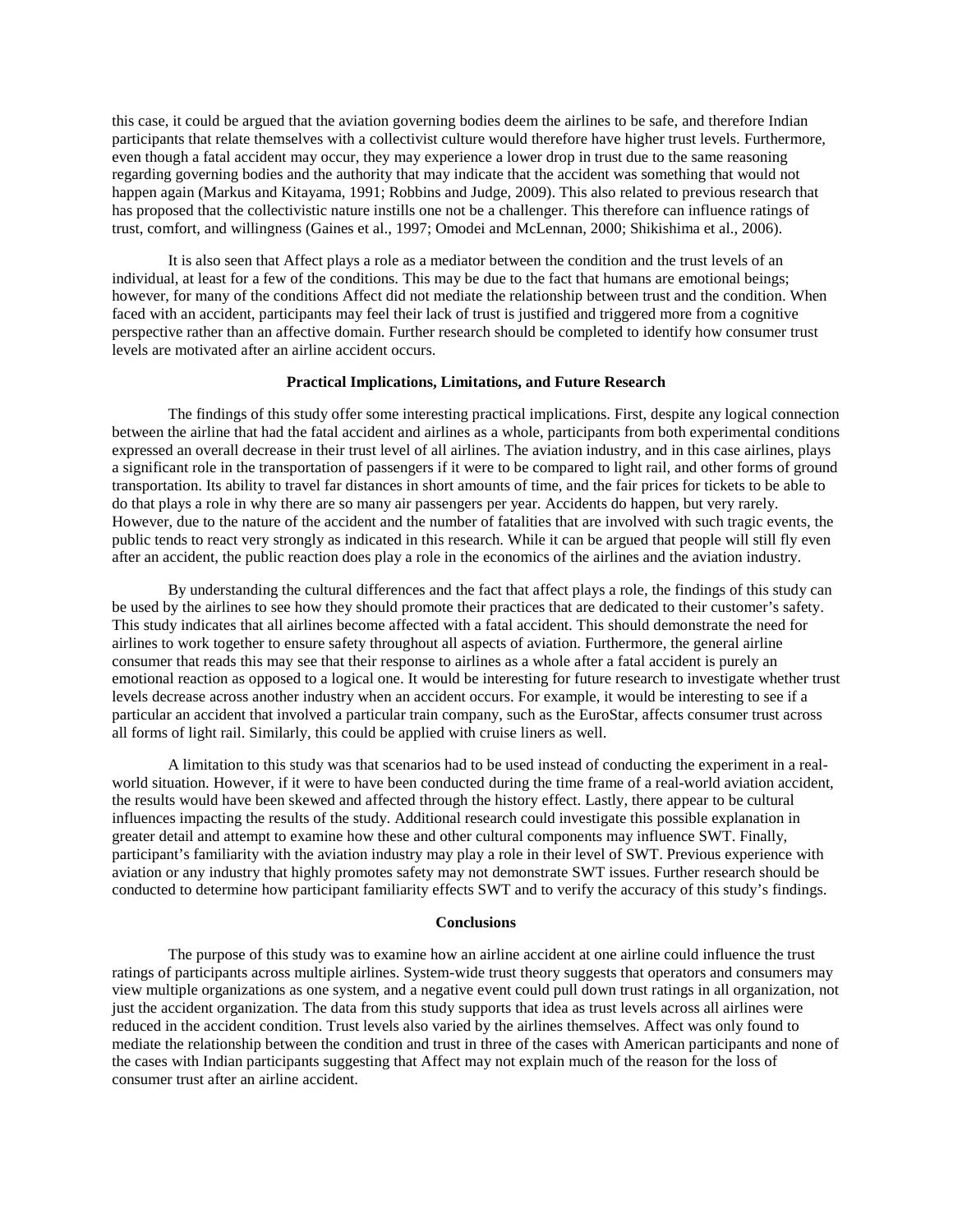this case, it could be argued that the aviation governing bodies deem the airlines to be safe, and therefore Indian participants that relate themselves with a collectivist culture would therefore have higher trust levels. Furthermore, even though a fatal accident may occur, they may experience a lower drop in trust due to the same reasoning regarding governing bodies and the authority that may indicate that the accident was something that would not happen again (Markus and Kitayama, 1991; Robbins and Judge, 2009). This also related to previous research that has proposed that the collectivistic nature instills one not be a challenger. This therefore can influence ratings of trust, comfort, and willingness (Gaines et al., 1997; Omodei and McLennan, 2000; Shikishima et al., 2006).

It is also seen that Affect plays a role as a mediator between the condition and the trust levels of an individual, at least for a few of the conditions. This may be due to the fact that humans are emotional beings; however, for many of the conditions Affect did not mediate the relationship between trust and the condition. When faced with an accident, participants may feel their lack of trust is justified and triggered more from a cognitive perspective rather than an affective domain. Further research should be completed to identify how consumer trust levels are motivated after an airline accident occurs.

## Practical Implications, Limitations, and Future Research

The findings of this study offer some interesting practical implications. First, despite any logical connection between the airline that had the fatal accident and airlines as a whole, participants from both experimental conditions expressed an overall decrease in their trust level of all airlines. The aviation industry, and in this case airlines, plays a significant role in the transportation of passengers if it were to be compared to light rail, and other forms of ground transportation. Its ability to travel far distances in short amounts of time, and the fair prices for tickets to be able to do that plays a role in why there are so many air passengers per year. Accidents do happen, but very rarely. However, due to the nature of the accident and the number of fatalities that are involved with such tragic events, the public tends to react very strongly as indicated in this research. While it can be argued that people will still fly even after an accident, the public reaction does play a role in the economics of the airlines and the aviation industry.

By understanding the cultural differences and the fact that affect plays a role, the findings of this study can be used by the airlines to see how they should promote their practices that are dedicated to their customer's safety. This study indicates that all airlines become affected with a fatal accident. This should demonstrate the need for airlines to work together to ensure safety throughout all aspects of aviation. Furthermore, the general airline consumer that reads this may see that their response to airlines as a whole after a fatal accident is purely an emotional reaction as opposed to a logical one. It would be interesting for future research to investigate whether trust levels decrease across another industry when an accident occurs. For example, it would be interesting to see if a particular an accident that involved a particular train company, such as the EuroStar, affects consumer trust across all forms of light rail. Similarly, this could be applied with cruise liners as well.

A limitation to this study was that scenarios had to be used instead of conducting the experiment in a real-world situation. However, if it were to have been conducted during the time frame of a real-world aviation accident, the results would have been skewed and affected through the history effect. Lastly, there appear to be cultural influences impacting the results of the study. Additional research could investigate this possible explanation in greater detail and attempt to examine how these and other cultural components may influence SWT. Finally, participant's familiarity with the aviation industry may play a role in their level of SWT. Previous experience with aviation or any industry that highly promotes safety may not demonstrate SWT issues. Further research should be conducted to determine how participant familiarity effects SWT and to verify the accuracy of this study's findings.

## Conclusions

The purpose of this study was to examine how an airline accident at one airline could influence the trust ratings of participants across multiple airlines. System-wide trust theory suggests that operators and consumers may view multiple organizations as one system, and a negative event could pull down trust ratings in all organization, not just the accident organization. The data from this study supports that idea as trust levels across all airlines were reduced in the accident condition. Trust levels also varied by the airlines themselves. Affect was only found to mediate the relationship between the condition and trust in three of the cases with American participants and none of the cases with Indian participants suggesting that Affect may not explain much of the reason for the loss of consumer trust after an airline accident.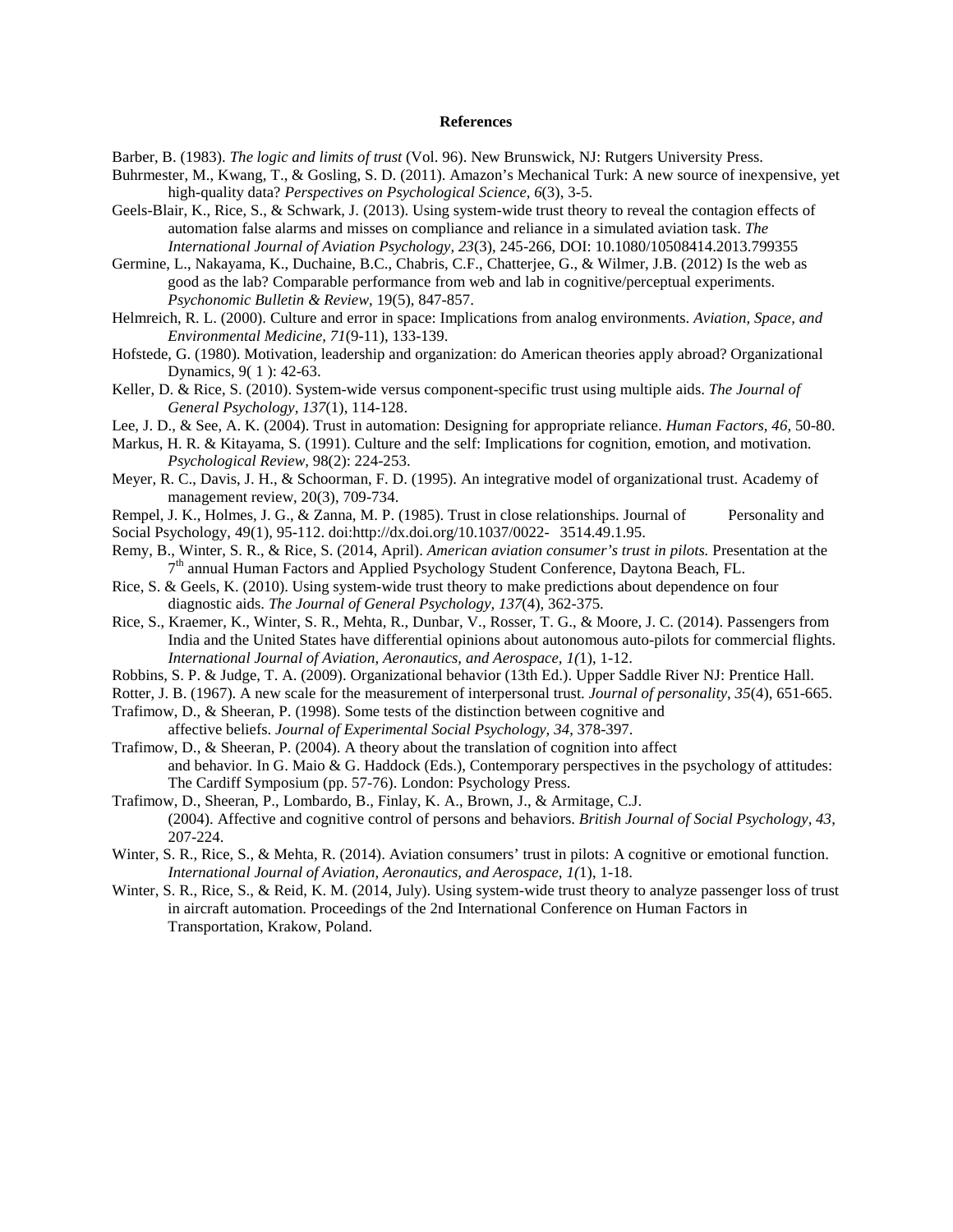**References**

Barber, B. (1983). *The logic and limits of trust* (Vol. 96). New Brunswick, NJ: Rutgers University Press.

Buhrmester, M., Kwang, T., & Gosling, S. D. (2011). Amazon's Mechanical Turk: A new source of inexpensive, yet high-quality data? *Perspectives on Psychological Science, 6*(3), 3-5.

Geels-Blair, K., Rice, S., & Schwark, J. (2013). Using system-wide trust theory to reveal the contagion effects of automation false alarms and misses on compliance and reliance in a simulated aviation task. *The International Journal of Aviation Psychology, 23*(3), 245-266, DOI: 10.1080/10508414.2013.799355

Germine, L., Nakayama, K., Duchaine, B.C., Chabris, C.F., Chatterjee, G., & Wilmer, J.B. (2012) Is the web as good as the lab? Comparable performance from web and lab in cognitive/perceptual experiments. *Psychonomic Bulletin & Review*, 19(5), 847-857.

Helmreich, R. L. (2000). Culture and error in space: Implications from analog environments. *Aviation, Space, and Environmental Medicine, 71*(9-11), 133-139.

Hofstede, G. (1980). Motivation, leadership and organization: do American theories apply abroad? Organizational Dynamics, 9( 1 ): 42-63.

Keller, D. & Rice, S. (2010). System-wide versus component-specific trust using multiple aids. *The Journal of General Psychology, 137*(1), 114-128.

Lee, J. D., & See, A. K. (2004). Trust in automation: Designing for appropriate reliance. *Human Factors, 46,* 50-80.

Markus, H. R. & Kitayama, S. (1991). Culture and the self: Implications for cognition, emotion, and motivation. *Psychological Review,* 98(2): 224-253.

Meyer, R. C., Davis, J. H., & Schoorman, F. D. (1995). An integrative model of organizational trust. Academy of management review, 20(3), 709-734.

Rempel, J. K., Holmes, J. G., & Zanna, M. P. (1985). Trust in close relationships. Journal of Personality and Social Psychology, 49(1), 95-112. doi:http://dx.doi.org/10.1037/0022- 3514.49.1.95.

Remy, B., Winter, S. R., & Rice, S. (2014, April). *American aviation consumer's trust in pilots.* Presentation at the 7th annual Human Factors and Applied Psychology Student Conference, Daytona Beach, FL.

Rice, S. & Geels, K. (2010). Using system-wide trust theory to make predictions about dependence on four diagnostic aids. *The Journal of General Psychology, 137*(4), 362-375.

Rice, S., Kraemer, K., Winter, S. R., Mehta, R., Dunbar, V., Rosser, T. G., & Moore, J. C. (2014). Passengers from India and the United States have differential opinions about autonomous auto-pilots for commercial flights. *International Journal of Aviation, Aeronautics, and Aerospace, 1(*1), 1-12.

Robbins, S. P. & Judge, T. A. (2009). Organizational behavior (13th Ed.). Upper Saddle River NJ: Prentice Hall.

Rotter, J. B. (1967). A new scale for the measurement of interpersonal trust. *Journal of personality*, *35*(4), 651-665.

Trafimow, D., & Sheeran, P. (1998). Some tests of the distinction between cognitive and affective beliefs. *Journal of Experimental Social Psychology, 34*, 378-397.

Trafimow, D., & Sheeran, P. (2004). A theory about the translation of cognition into affect and behavior. In G. Maio & G. Haddock (Eds.), Contemporary perspectives in the psychology of attitudes: The Cardiff Symposium (pp. 57-76). London: Psychology Press.

Trafimow, D., Sheeran, P., Lombardo, B., Finlay, K. A., Brown, J., & Armitage, C.J. (2004). Affective and cognitive control of persons and behaviors. *British Journal of Social Psychology, 43*, 207-224.

Winter, S. R., Rice, S., & Mehta, R. (2014). Aviation consumers' trust in pilots: A cognitive or emotional function. *International Journal of Aviation, Aeronautics, and Aerospace, 1(*1), 1-18.

Winter, S. R., Rice, S., & Reid, K. M. (2014, July). Using system-wide trust theory to analyze passenger loss of trust in aircraft automation. Proceedings of the 2nd International Conference on Human Factors in Transportation, Krakow, Poland.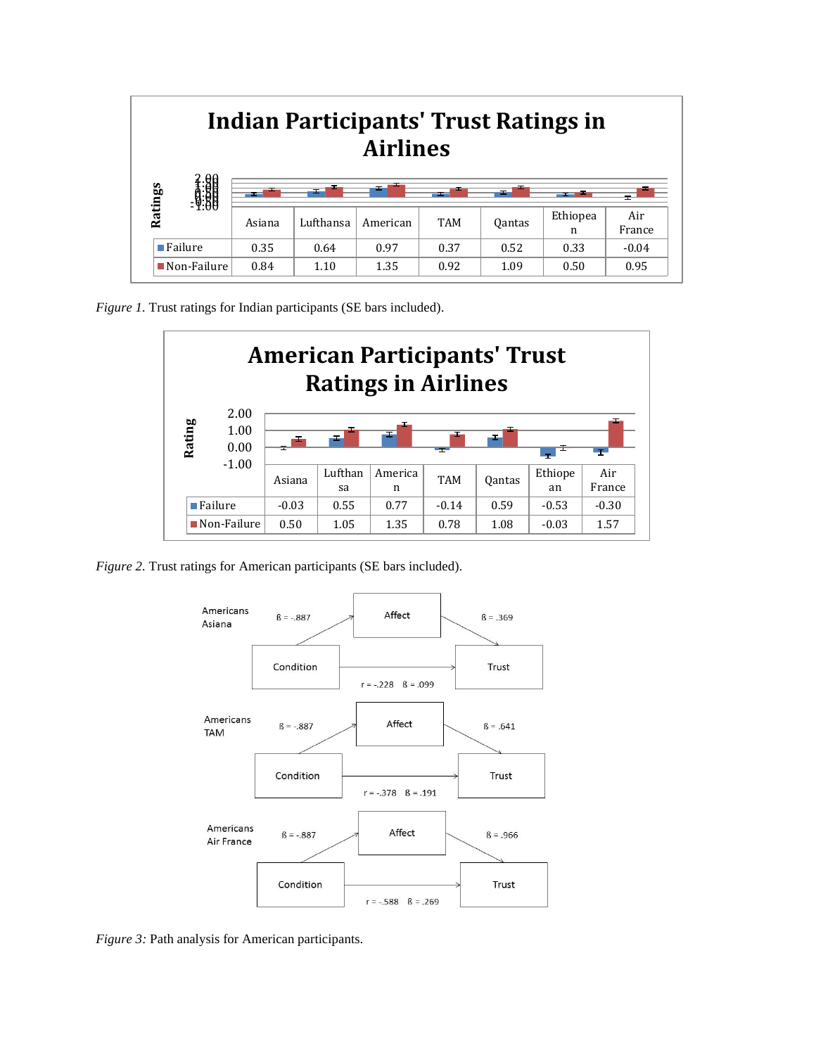Indian Participants' Trust Ratings in Airlines

Ratings

2.00
1.50
1.00
0.50
0.00
-0.50
-1.00

Asiana Lufthansa American TAM Qantas Ethiopean Air France

Failure 0.35 0.64 0.97 0.37 0.52 0.33 -0.04

Non-Failure 0.84 1.10 1.35 0.92 1.09 0.50 0.95

*Figure 1.* Trust ratings for Indian participants (SE bars included).

American Participants' Trust Ratings in Airlines

Rating

2.00
1.00
0.00
-1.00

Asiana Lufthansa American TAM Qantas Ethiopean Air France

Failure -0.03 0.55 0.77 -0.14 0.59 -0.53 -0.30

Non-Failure 0.50 1.05 1.35 0.78 1.08 -0.03 1.57

*Figure 2.* Trust ratings for American participants (SE bars included).

Americans Asiana

ß = -.887

Affect

ß = .369

Condition

Trust

r = -.228 ß = .099

Americans TAM

ß = -.887

Affect

ß = .641

Condition

Trust

r = -.378 ß = .191

Americans Air France

ß = -.887

Affect

ß = .966

Condition

Trust

r = -.588 ß = .269

*Figure 3:* Path analysis for American participants.